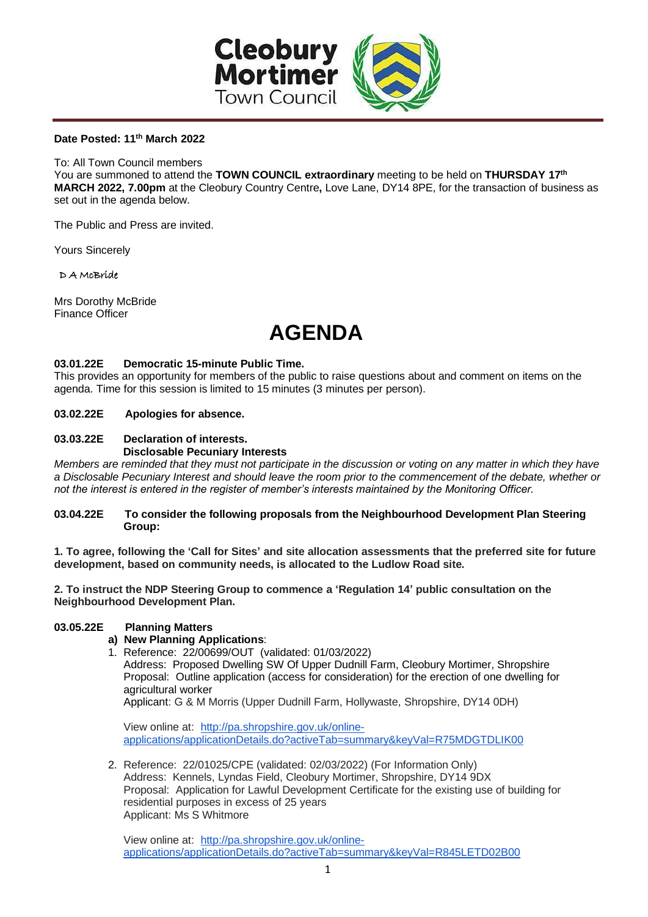Cleobury Mortimer Town Council

**Date Posted: 11th March 2022**

To: All Town Council members
You are summoned to attend the **TOWN COUNCIL extraordinary** meeting to be held on **THURSDAY 17th MARCH 2022, 7.00pm** at the Cleobury Country Centre**,** Love Lane, DY14 8PE, for the transaction of business as set out in the agenda below.

The Public and Press are invited.

Yours Sincerely

D A McBride

Mrs Dorothy McBride
Finance Officer

# AGENDA

**03.01.22E Democratic 15-minute Public Time.**
This provides an opportunity for members of the public to raise questions about and comment on items on the agenda. Time for this session is limited to 15 minutes (3 minutes per person).

**03.02.22E Apologies for absence.**

**03.03.22E Declaration of interests.**
**Disclosable Pecuniary Interests**
*Members are reminded that they must not participate in the discussion or voting on any matter in which they have a Disclosable Pecuniary Interest and should leave the room prior to the commencement of the debate, whether or not the interest is entered in the register of member's interests maintained by the Monitoring Officer.*

**03.04.22E To consider the following proposals from the Neighbourhood Development Plan Steering Group:**

**1. To agree, following the 'Call for Sites' and site allocation assessments that the preferred site for future development, based on community needs, is allocated to the Ludlow Road site.**

**2. To instruct the NDP Steering Group to commence a 'Regulation 14' public consultation on the Neighbourhood Development Plan.**

**03.05.22E Planning Matters**

**a) New Planning Applications**:

1. Reference: 22/00699/OUT (validated: 01/03/2022)
   Address: Proposed Dwelling SW Of Upper Dudnill Farm, Cleobury Mortimer, Shropshire
   Proposal: Outline application (access for consideration) for the erection of one dwelling for agricultural worker
   Applicant: G & M Morris (Upper Dudnill Farm, Hollywaste, Shropshire, DY14 0DH)

   View online at: http://pa.shropshire.gov.uk/online-applications/applicationDetails.do?activeTab=summary&keyVal=R75MDGTDLIK00

2. Reference: 22/01025/CPE (validated: 02/03/2022) (For Information Only)
   Address: Kennels, Lyndas Field, Cleobury Mortimer, Shropshire, DY14 9DX
   Proposal: Application for Lawful Development Certificate for the existing use of building for residential purposes in excess of 25 years
   Applicant: Ms S Whitmore

   View online at: http://pa.shropshire.gov.uk/online-applications/applicationDetails.do?activeTab=summary&keyVal=R845LETD02B00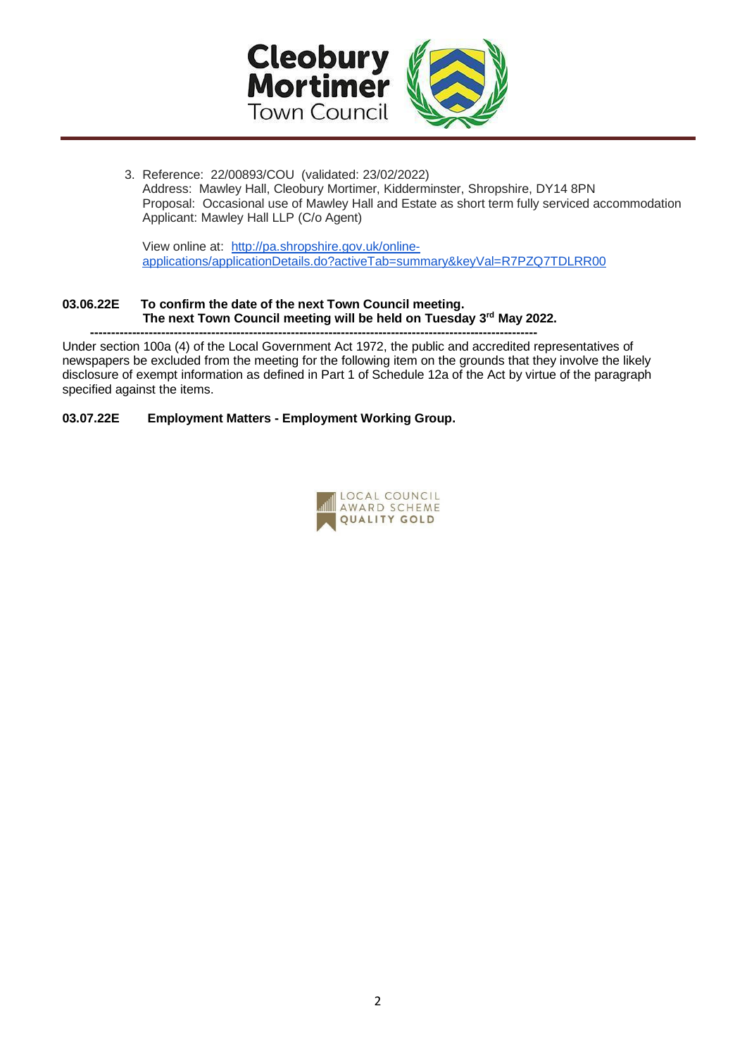3. Reference: 22/00893/COU (validated: 23/02/2022)
   Address: Mawley Hall, Cleobury Mortimer, Kidderminster, Shropshire, DY14 8PN
   Proposal: Occasional use of Mawley Hall and Estate as short term fully serviced accommodation
   Applicant: Mawley Hall LLP (C/o Agent)

   View online at: [http://pa.shropshire.gov.uk/online-applications/applicationDetails.do?activeTab=summary&keyVal=R7PZQ7TDLRR00](http://pa.shropshire.gov.uk/online-applications/applicationDetails.do?activeTab=summary&keyVal=R7PZQ7TDLRR00)

**03.06.22E To confirm the date of the next Town Council meeting.**
**The next Town Council meeting will be held on Tuesday 3rd May 2022.**

---

Under section 100a (4) of the Local Government Act 1972, the public and accredited representatives of newspapers be excluded from the meeting for the following item on the grounds that they involve the likely disclosure of exempt information as defined in Part 1 of Schedule 12a of the Act by virtue of the paragraph specified against the items.

**03.07.22E Employment Matters - Employment Working Group.**

LOCAL COUNCIL AWARD SCHEME QUALITY GOLD